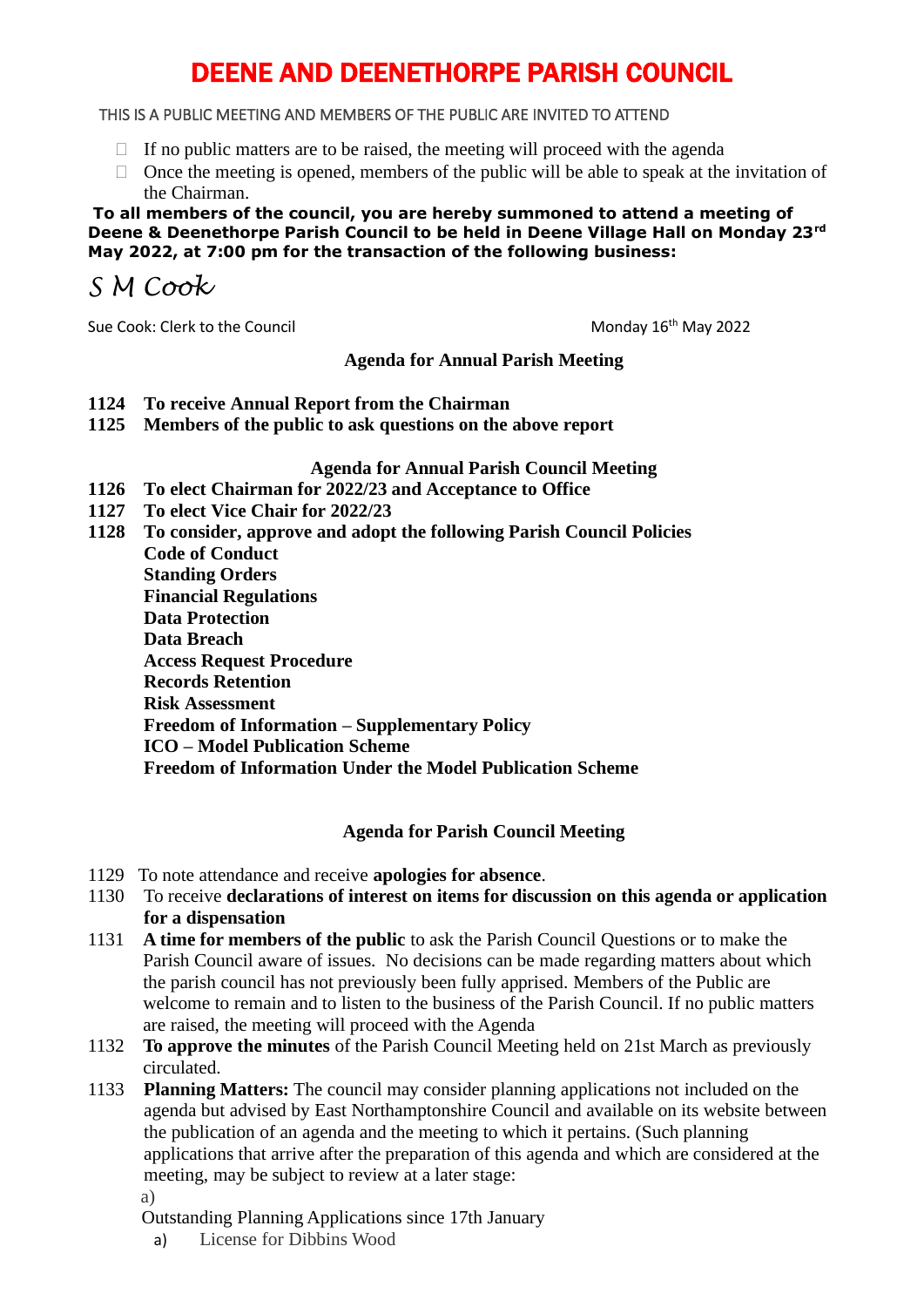# DEENE AND DEENETHORPE PARISH COUNCIL

THIS IS A PUBLIC MEETING AND MEMBERS OF THE PUBLIC ARE INVITED TO ATTEND

- If no public matters are to be raised, the meeting will proceed with the agenda
- Once the meeting is opened, members of the public will be able to speak at the invitation of the Chairman.

**To all members of the council, you are hereby summoned to attend a meeting of Deene & Deenethorpe Parish Council to be held in Deene Village Hall on Monday 23rd May 2022, at 7:00 pm for the transaction of the following business:**

*S M Cook*

Sue Cook: Clerk to the Council — Monday 16th May 2022

### Agenda for Annual Parish Meeting

**1124 To receive Annual Report from the Chairman**
**1125 Members of the public to ask questions on the above report**

### Agenda for Annual Parish Council Meeting

**1126 To elect Chairman for 2022/23 and Acceptance to Office**
**1127 To elect Vice Chair for 2022/23**
**1128 To consider, approve and adopt the following Parish Council Policies**

- **Code of Conduct**
- **Standing Orders**
- **Financial Regulations**
- **Data Protection**
- **Data Breach**
- **Access Request Procedure**
- **Records Retention**
- **Risk Assessment**
- **Freedom of Information – Supplementary Policy**
- **ICO – Model Publication Scheme**
- **Freedom of Information Under the Model Publication Scheme**

### Agenda for Parish Council Meeting

1129 To note attendance and receive **apologies for absence**.

1130 To receive **declarations of interest on items for discussion on this agenda or application for a dispensation**

1131 **A time for members of the public** to ask the Parish Council Questions or to make the Parish Council aware of issues. No decisions can be made regarding matters about which the parish council has not previously been fully apprised. Members of the Public are welcome to remain and to listen to the business of the Parish Council. If no public matters are raised, the meeting will proceed with the Agenda

1132 **To approve the minutes** of the Parish Council Meeting held on 21st March as previously circulated.

1133 **Planning Matters:** The council may consider planning applications not included on the agenda but advised by East Northamptonshire Council and available on its website between the publication of an agenda and the meeting to which it pertains. (Such planning applications that arrive after the preparation of this agenda and which are considered at the meeting, may be subject to review at a later stage:

a)

Outstanding Planning Applications since 17th January

a) License for Dibbins Wood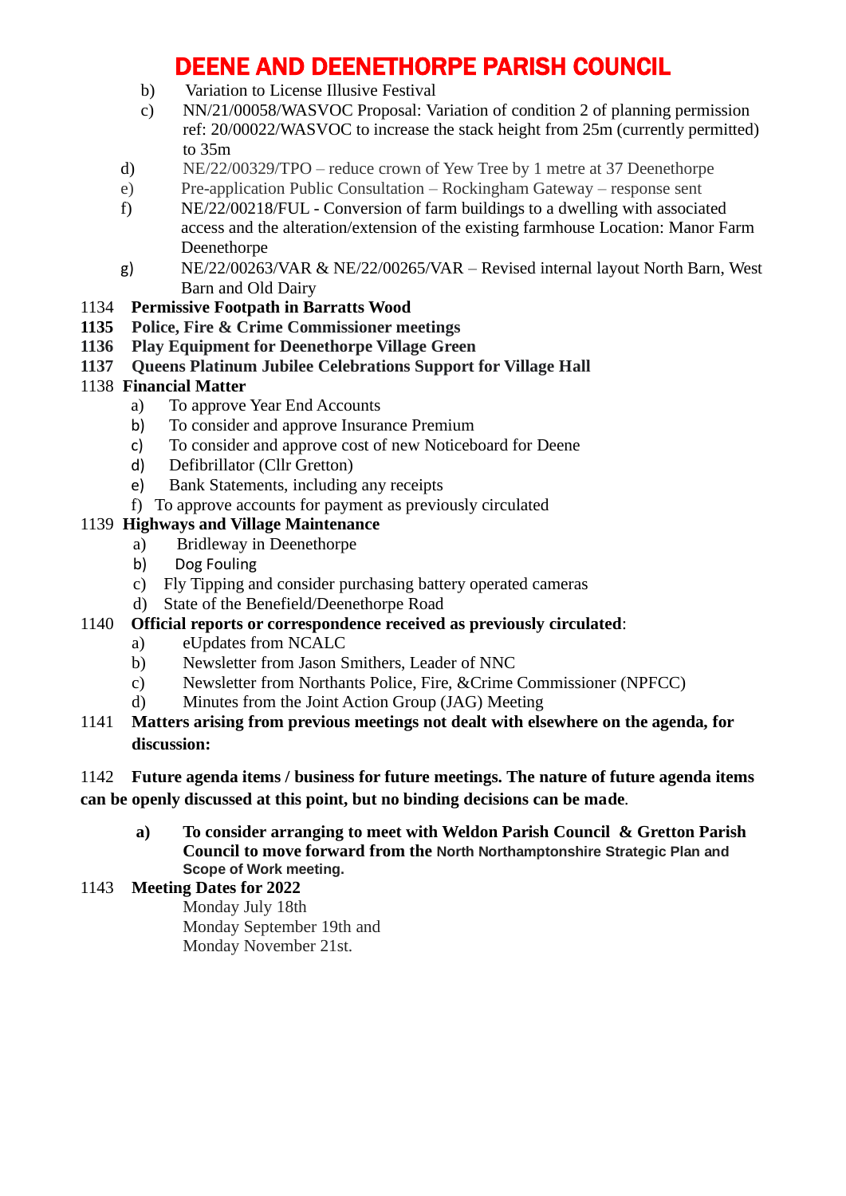# DEENE AND DEENETHORPE PARISH COUNCIL

b) Variation to License Illusive Festival

c) NN/21/00058/WASVOC Proposal: Variation of condition 2 of planning permission ref: 20/00022/WASVOC to increase the stack height from 25m (currently permitted) to 35m

d) NE/22/00329/TPO – reduce crown of Yew Tree by 1 metre at 37 Deenethorpe

e) Pre-application Public Consultation – Rockingham Gateway – response sent

f) NE/22/00218/FUL - Conversion of farm buildings to a dwelling with associated access and the alteration/extension of the existing farmhouse Location: Manor Farm Deenethorpe

g) NE/22/00263/VAR & NE/22/00265/VAR – Revised internal layout North Barn, West Barn and Old Dairy

1134 **Permissive Footpath in Barratts Wood**

**1135 Police, Fire & Crime Commissioner meetings**

**1136 Play Equipment for Deenethorpe Village Green**

**1137 Queens Platinum Jubilee Celebrations Support for Village Hall**

1138 **Financial Matter**

a) To approve Year End Accounts
b) To consider and approve Insurance Premium
c) To consider and approve cost of new Noticeboard for Deene
d) Defibrillator (Cllr Gretton)
e) Bank Statements, including any receipts
f) To approve accounts for payment as previously circulated

1139 **Highways and Village Maintenance**

a) Bridleway in Deenethorpe
b) Dog Fouling
c) Fly Tipping and consider purchasing battery operated cameras
d) State of the Benefield/Deenethorpe Road

1140 **Official reports or correspondence received as previously circulated**:

a) eUpdates from NCALC
b) Newsletter from Jason Smithers, Leader of NNC
c) Newsletter from Northants Police, Fire, &Crime Commissioner (NPFCC)
d) Minutes from the Joint Action Group (JAG) Meeting

1141 **Matters arising from previous meetings not dealt with elsewhere on the agenda, for discussion:**

1142 **Future agenda items / business for future meetings. The nature of future agenda items can be openly discussed at this point, but no binding decisions can be made**.

**a) To consider arranging to meet with Weldon Parish Council & Gretton Parish Council to move forward from the North Northamptonshire Strategic Plan and Scope of Work meeting.**

1143 **Meeting Dates for 2022**

Monday July 18th
Monday September 19th and
Monday November 21st.